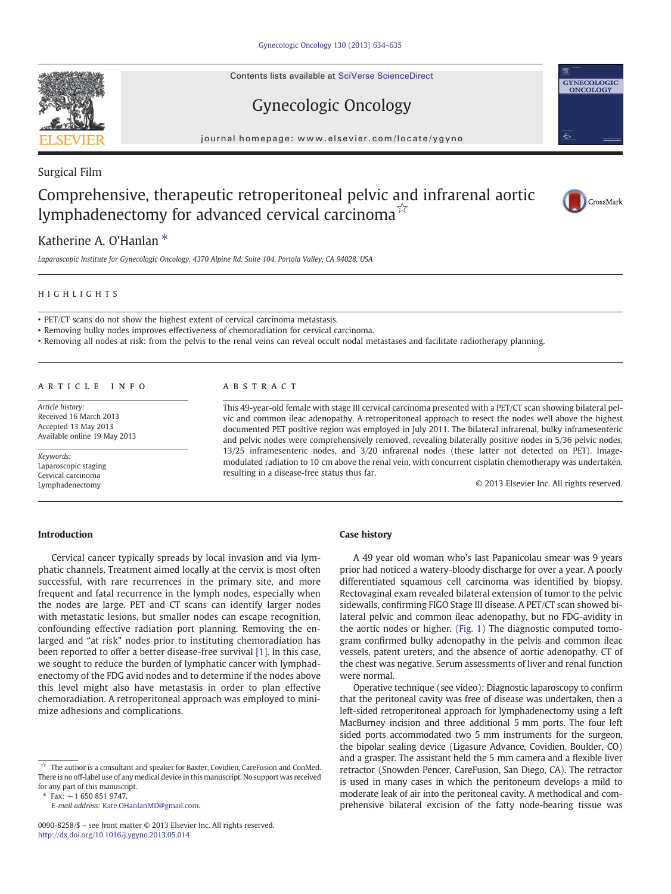Surgical Film

# Comprehensive, therapeutic retroperitoneal pelvic and infrarenal aortic lymphadenectomy for advanced cervical carcinoma ☆

Katherine A. O'Hanlan *

*Laparoscopic Institute for Gynecologic Oncology, 4370 Alpine Rd. Suite 104, Portola Valley, CA 94028, USA*

## HIGHLIGHTS

- PET/CT scans do not show the highest extent of cervical carcinoma metastasis.
- Removing bulky nodes improves effectiveness of chemoradiation for cervical carcinoma.
- Removing all nodes at risk: from the pelvis to the renal veins can reveal occult nodal metastases and facilitate radiotherapy planning.

## ARTICLE INFO

*Article history:*
Received 16 March 2013
Accepted 13 May 2013
Available online 19 May 2013

*Keywords:*
Laparoscopic staging
Cervical carcinoma
Lymphadenectomy

## ABSTRACT

This 49-year-old female with stage III cervical carcinoma presented with a PET/CT scan showing bilateral pelvic and common ileac adenopathy. A retroperitoneal approach to resect the nodes well above the highest documented PET positive region was employed in July 2011. The bilateral infrarenal, bulky inframesenteric and pelvic nodes were comprehensively removed, revealing bilaterally positive nodes in 5/36 pelvic nodes, 13/25 inframesenteric nodes, and 3/20 infrarenal nodes (these latter not detected on PET). Image-modulated radiation to 10 cm above the renal vein, with concurrent cisplatin chemotherapy was undertaken, resulting in a disease-free status thus far.

© 2013 Elsevier Inc. All rights reserved.

## Introduction

Cervical cancer typically spreads by local invasion and via lymphatic channels. Treatment aimed locally at the cervix is most often successful, with rare recurrences in the primary site, and more frequent and fatal recurrence in the lymph nodes, especially when the nodes are large. PET and CT scans can identify larger nodes with metastatic lesions, but smaller nodes can escape recognition, confounding effective radiation port planning. Removing the enlarged and "at risk" nodes prior to instituting chemoradiation has been reported to offer a better disease-free survival [1]. In this case, we sought to reduce the burden of lymphatic cancer with lymphadenectomy of the FDG avid nodes and to determine if the nodes above this level might also have metastasis in order to plan effective chemoradiation. A retroperitoneal approach was employed to minimize adhesions and complications.

## Case history

A 49 year old woman who's last Papanicolau smear was 9 years prior had noticed a watery-bloody discharge for over a year. A poorly differentiated squamous cell carcinoma was identified by biopsy. Rectovaginal exam revealed bilateral extension of tumor to the pelvic sidewalls, confirming FIGO Stage III disease. A PET/CT scan showed bilateral pelvic and common ileac adenopathy, but no FDG-avidity in the aortic nodes or higher. (Fig. 1) The diagnostic computed tomogram confirmed bulky adenopathy in the pelvis and common ileac vessels, patent ureters, and the absence of aortic adenopathy. CT of the chest was negative. Serum assessments of liver and renal function were normal.

Operative technique (see video): Diagnostic laparoscopy to confirm that the peritoneal cavity was free of disease was undertaken, then a left-sided retroperitoneal approach for lymphadenectomy using a left MacBurney incision and three additional 5 mm ports. The four left sided ports accommodated two 5 mm instruments for the surgeon, the bipolar sealing device (Ligasure Advance, Covidien, Boulder, CO) and a grasper. The assistant held the 5 mm camera and a flexible liver retractor (Snowden Pencer, CareFusion, San Diego, CA). The retractor is used in many cases in which the peritoneum develops a mild to moderate leak of air into the peritoneal cavity. A methodical and comprehensive bilateral excision of the fatty node-bearing tissue was

☆ The author is a consultant and speaker for Baxter, Covidien, CareFusion and ConMed. There is no off-label use of any medical device in this manuscript. No support was received for any part of this manuscript.
* Fax: +1 650 851 9747.
*E-mail address:* Kate.OHanlanMD@gmail.com.

0090-8258/$ – see front matter © 2013 Elsevier Inc. All rights reserved.
http://dx.doi.org/10.1016/j.ygyno.2013.05.014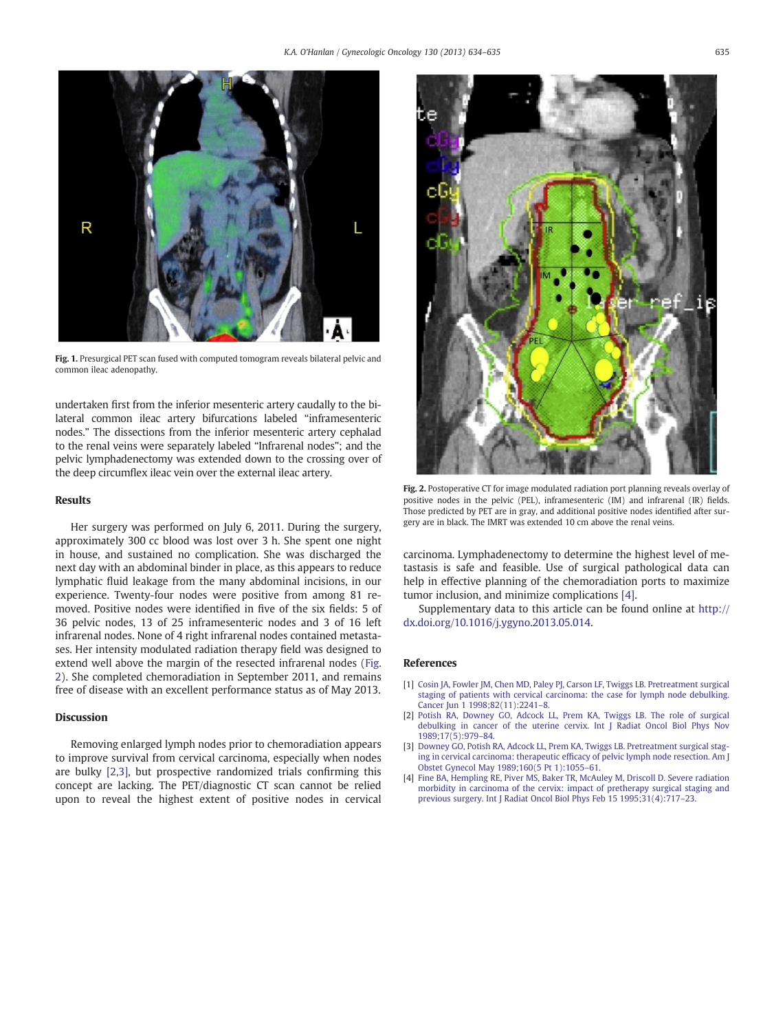Fig. 1. Presurgical PET scan fused with computed tomogram reveals bilateral pelvic and common ileac adenopathy.

undertaken first from the inferior mesenteric artery caudally to the bilateral common ileac artery bifurcations labeled "inframesenteric nodes." The dissections from the inferior mesenteric artery cephalad to the renal veins were separately labeled "Infrarenal nodes"; and the pelvic lymphadenectomy was extended down to the crossing over of the deep circumflex ileac vein over the external ileac artery.

## Results

Her surgery was performed on July 6, 2011. During the surgery, approximately 300 cc blood was lost over 3 h. She spent one night in house, and sustained no complication. She was discharged the next day with an abdominal binder in place, as this appears to reduce lymphatic fluid leakage from the many abdominal incisions, in our experience. Twenty-four nodes were positive from among 81 removed. Positive nodes were identified in five of the six fields: 5 of 36 pelvic nodes, 13 of 25 inframesenteric nodes and 3 of 16 left infrarenal nodes. None of 4 right infrarenal nodes contained metastases. Her intensity modulated radiation therapy field was designed to extend well above the margin of the resected infrarenal nodes (Fig. 2). She completed chemoradiation in September 2011, and remains free of disease with an excellent performance status as of May 2013.

## Discussion

Removing enlarged lymph nodes prior to chemoradiation appears to improve survival from cervical carcinoma, especially when nodes are bulky [2,3], but prospective randomized trials confirming this concept are lacking. The PET/diagnostic CT scan cannot be relied upon to reveal the highest extent of positive nodes in cervical carcinoma. Lymphadenectomy to determine the highest level of metastasis is safe and feasible. Use of surgical pathological data can help in effective planning of the chemoradiation ports to maximize tumor inclusion, and minimize complications [4].

Fig. 2. Postoperative CT for image modulated radiation port planning reveals overlay of positive nodes in the pelvic (PEL), inframesenteric (IM) and infrarenal (IR) fields. Those predicted by PET are in gray, and additional positive nodes identified after surgery are in black. The IMRT was extended 10 cm above the renal veins.

Supplementary data to this article can be found online at http://dx.doi.org/10.1016/j.ygyno.2013.05.014.

## References

[1] Cosin JA, Fowler JM, Chen MD, Paley PJ, Carson LF, Twiggs LB. Pretreatment surgical staging of patients with cervical carcinoma: the case for lymph node debulking. Cancer Jun 1 1998;82(11):2241–8.

[2] Potish RA, Downey GO, Adcock LL, Prem KA, Twiggs LB. The role of surgical debulking in cancer of the uterine cervix. Int J Radiat Oncol Biol Phys Nov 1989;17(5):979–84.

[3] Downey GO, Potish RA, Adcock LL, Prem KA, Twiggs LB. Pretreatment surgical staging in cervical carcinoma: therapeutic efficacy of pelvic lymph node resection. Am J Obstet Gynecol May 1989;160(5 Pt 1):1055–61.

[4] Fine BA, Hempling RE, Piver MS, Baker TR, McAuley M, Driscoll D. Severe radiation morbidity in carcinoma of the cervix: impact of pretherapy surgical staging and previous surgery. Int J Radiat Oncol Biol Phys Feb 15 1995;31(4):717–23.